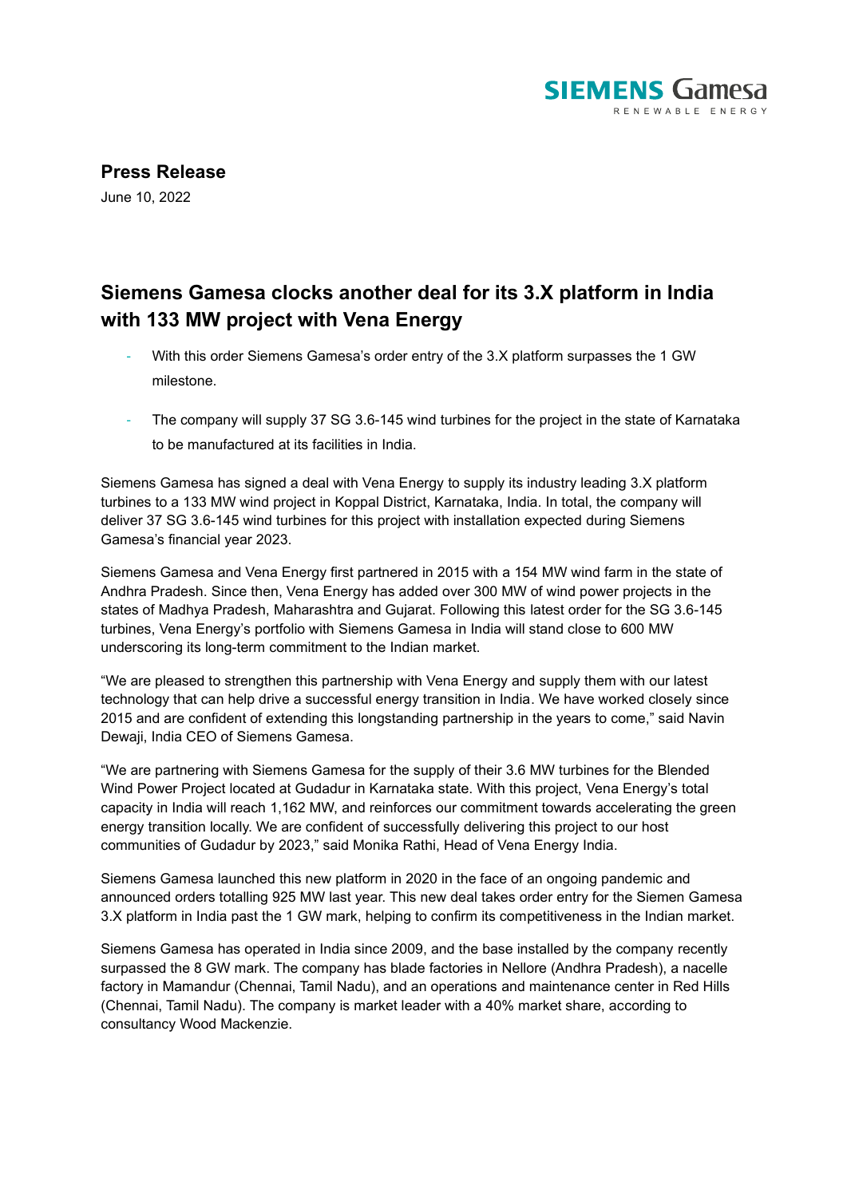**Press Release**

June 10, 2022

# Siemens Gamesa clocks another deal for its 3.X platform in India with 133 MW project with Vena Energy

- With this order Siemens Gamesa's order entry of the 3.X platform surpasses the 1 GW milestone.
- The company will supply 37 SG 3.6-145 wind turbines for the project in the state of Karnataka to be manufactured at its facilities in India.

Siemens Gamesa has signed a deal with Vena Energy to supply its industry leading 3.X platform turbines to a 133 MW wind project in Koppal District, Karnataka, India. In total, the company will deliver 37 SG 3.6-145 wind turbines for this project with installation expected during Siemens Gamesa's financial year 2023.

Siemens Gamesa and Vena Energy first partnered in 2015 with a 154 MW wind farm in the state of Andhra Pradesh. Since then, Vena Energy has added over 300 MW of wind power projects in the states of Madhya Pradesh, Maharashtra and Gujarat. Following this latest order for the SG 3.6-145 turbines, Vena Energy's portfolio with Siemens Gamesa in India will stand close to 600 MW underscoring its long-term commitment to the Indian market.

"We are pleased to strengthen this partnership with Vena Energy and supply them with our latest technology that can help drive a successful energy transition in India. We have worked closely since 2015 and are confident of extending this longstanding partnership in the years to come," said Navin Dewaji, India CEO of Siemens Gamesa.

"We are partnering with Siemens Gamesa for the supply of their 3.6 MW turbines for the Blended Wind Power Project located at Gudadur in Karnataka state. With this project, Vena Energy's total capacity in India will reach 1,162 MW, and reinforces our commitment towards accelerating the green energy transition locally. We are confident of successfully delivering this project to our host communities of Gudadur by 2023," said Monika Rathi, Head of Vena Energy India.

Siemens Gamesa launched this new platform in 2020 in the face of an ongoing pandemic and announced orders totalling 925 MW last year. This new deal takes order entry for the Siemen Gamesa 3.X platform in India past the 1 GW mark, helping to confirm its competitiveness in the Indian market.

Siemens Gamesa has operated in India since 2009, and the base installed by the company recently surpassed the 8 GW mark. The company has blade factories in Nellore (Andhra Pradesh), a nacelle factory in Mamandur (Chennai, Tamil Nadu), and an operations and maintenance center in Red Hills (Chennai, Tamil Nadu). The company is market leader with a 40% market share, according to consultancy Wood Mackenzie.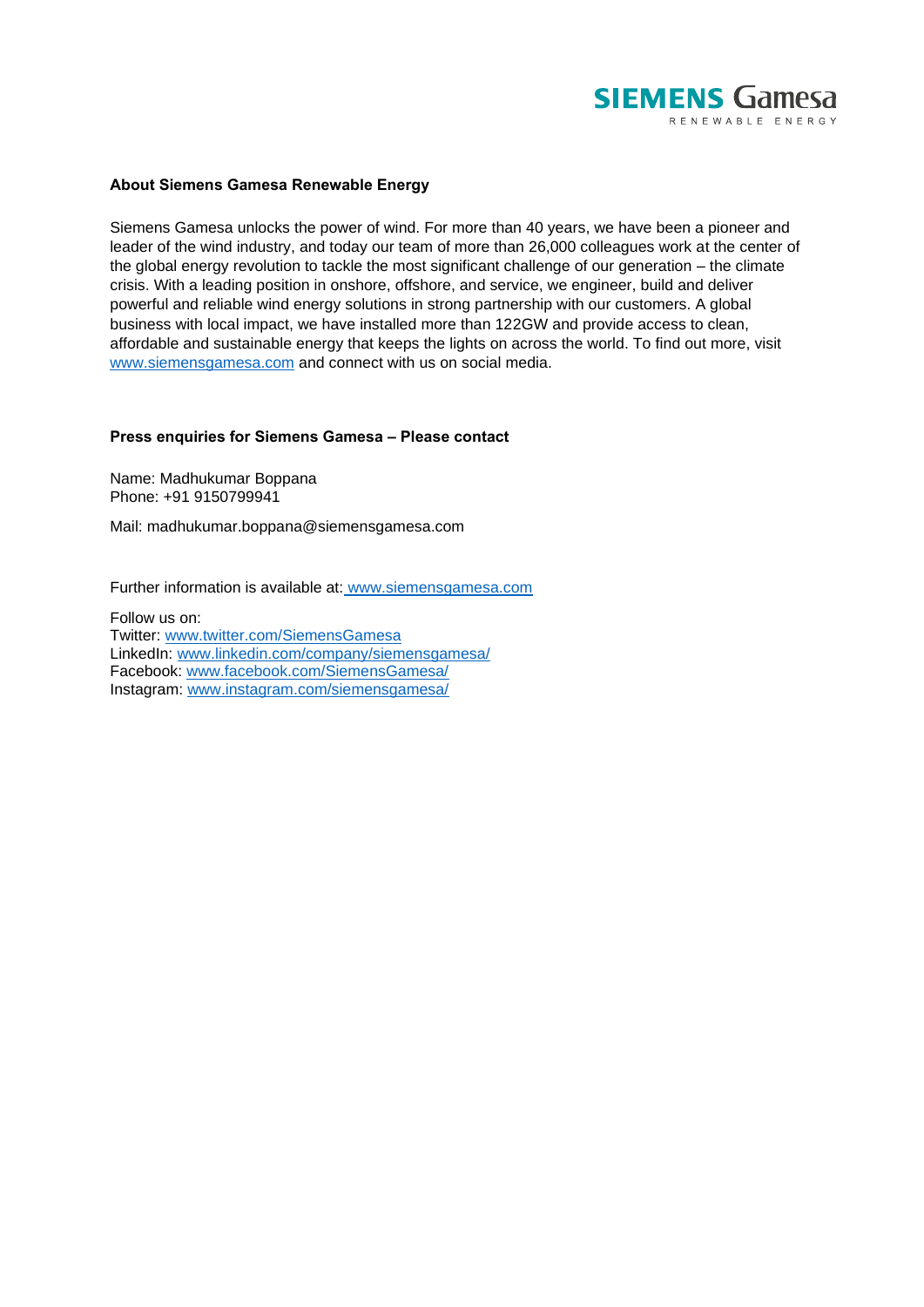**About Siemens Gamesa Renewable Energy**

Siemens Gamesa unlocks the power of wind. For more than 40 years, we have been a pioneer and leader of the wind industry, and today our team of more than 26,000 colleagues work at the center of the global energy revolution to tackle the most significant challenge of our generation – the climate crisis. With a leading position in onshore, offshore, and service, we engineer, build and deliver powerful and reliable wind energy solutions in strong partnership with our customers. A global business with local impact, we have installed more than 122GW and provide access to clean, affordable and sustainable energy that keeps the lights on across the world. To find out more, visit www.siemensgamesa.com and connect with us on social media.

**Press enquiries for Siemens Gamesa – Please contact**

Name: Madhukumar Boppana
Phone: +91 9150799941

Mail: madhukumar.boppana@siemensgamesa.com

Further information is available at: www.siemensgamesa.com

Follow us on:
Twitter: www.twitter.com/SiemensGamesa
LinkedIn: www.linkedin.com/company/siemensgamesa/
Facebook: www.facebook.com/SiemensGamesa/
Instagram: www.instagram.com/siemensgamesa/